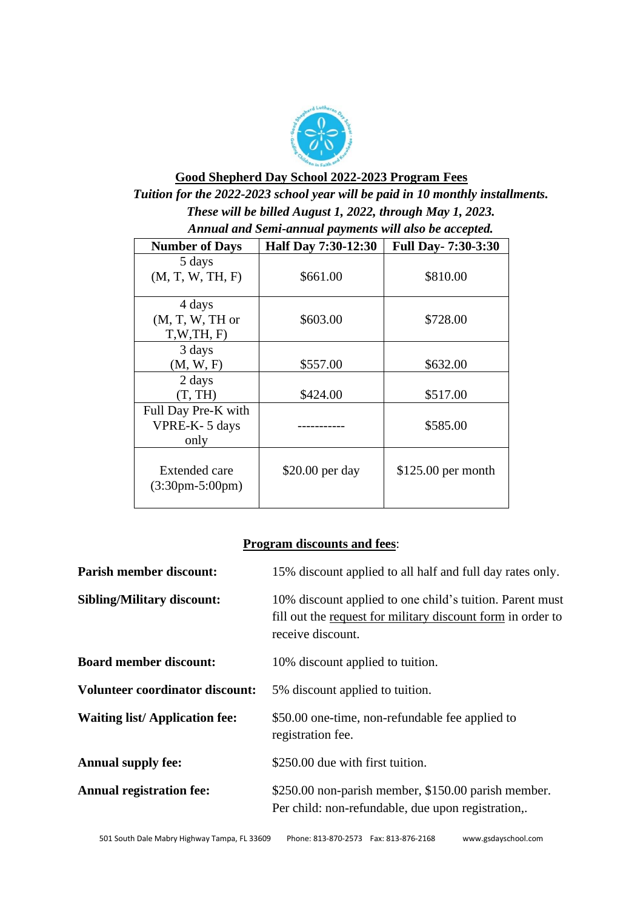## Good Shepherd Day School 2022-2023 Program Fees

***Tuition for the 2022-2023 school year will be paid in 10 monthly installments. These will be billed August 1, 2022, through May 1, 2023. Annual and Semi-annual payments will also be accepted.***

| Number of Days | Half Day 7:30-12:30 | Full Day- 7:30-3:30 |
|---|---|---|
| 5 days (M, T, W, TH, F) | $661.00 | $810.00 |
| 4 days (M, T, W, TH or T,W,TH, F) | $603.00 | $728.00 |
| 3 days (M, W, F) | $557.00 | $632.00 |
| 2 days (T, TH) | $424.00 | $517.00 |
| Full Day Pre-K with VPRE-K- 5 days only | ----------- | $585.00 |
| Extended care (3:30pm-5:00pm) | $20.00 per day | $125.00 per month |

### Program discounts and fees:

**Parish member discount:** 15% discount applied to all half and full day rates only.

**Sibling/Military discount:** 10% discount applied to one child's tuition. Parent must fill out the request for military discount form in order to receive discount.

**Board member discount:** 10% discount applied to tuition.

**Volunteer coordinator discount:** 5% discount applied to tuition.

**Waiting list/ Application fee:** $50.00 one-time, non-refundable fee applied to registration fee.

**Annual supply fee:** $250.00 due with first tuition.

**Annual registration fee:** $250.00 non-parish member, $150.00 parish member. Per child: non-refundable, due upon registration,.

501 South Dale Mabry Highway Tampa, FL 33609 Phone: 813-870-2573 Fax: 813-876-2168 www.gsdayschool.com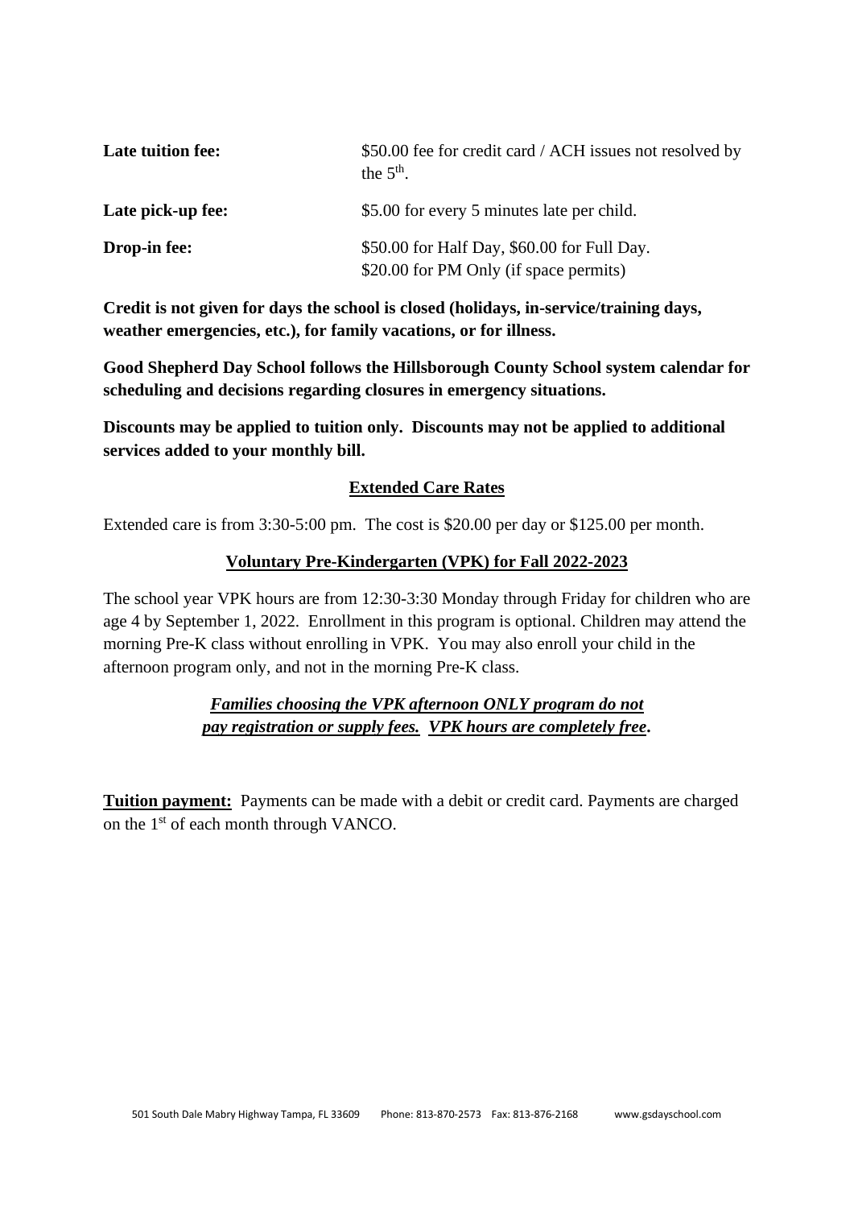| | |
|---|---|
| **Late tuition fee:** | \$50.00 fee for credit card / ACH issues not resolved by the 5th. |
| **Late pick-up fee:** | \$5.00 for every 5 minutes late per child. |
| **Drop-in fee:** | \$50.00 for Half Day, \$60.00 for Full Day. \$20.00 for PM Only (if space permits) |

**Credit is not given for days the school is closed (holidays, in-service/training days, weather emergencies, etc.), for family vacations, or for illness.**

**Good Shepherd Day School follows the Hillsborough County School system calendar for scheduling and decisions regarding closures in emergency situations.**

**Discounts may be applied to tuition only. Discounts may not be applied to additional services added to your monthly bill.**

## Extended Care Rates

Extended care is from 3:30-5:00 pm. The cost is \$20.00 per day or \$125.00 per month.

## Voluntary Pre-Kindergarten (VPK) for Fall 2022-2023

The school year VPK hours are from 12:30-3:30 Monday through Friday for children who are age 4 by September 1, 2022. Enrollment in this program is optional. Children may attend the morning Pre-K class without enrolling in VPK. You may also enroll your child in the afternoon program only, and not in the morning Pre-K class.

***Families choosing the VPK afternoon ONLY program do not pay registration or supply fees. VPK hours are completely free.***

**Tuition payment:** Payments can be made with a debit or credit card. Payments are charged on the 1st of each month through VANCO.

501 South Dale Mabry Highway Tampa, FL 33609 Phone: 813-870-2573 Fax: 813-876-2168 www.gsdayschool.com